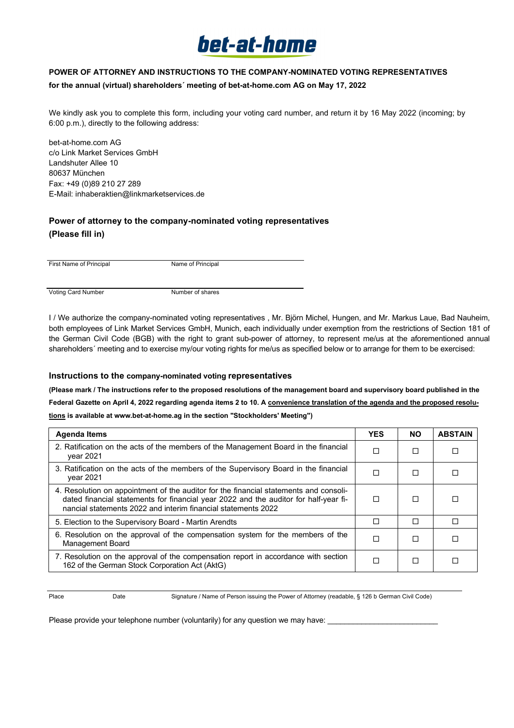bet-at-home

**POWER OF ATTORNEY AND INSTRUCTIONS TO THE COMPANY-NOMINATED VOTING REPRESENTATIVES**

**for the annual (virtual) shareholders´ meeting of bet-at-home.com AG on May 17, 2022**

We kindly ask you to complete this form, including your voting card number, and return it by 16 May 2022 (incoming; by 6:00 p.m.), directly to the following address:

bet-at-home.com AG
c/o Link Market Services GmbH
Landshuter Allee 10
80637 München
Fax: +49 (0)89 210 27 289
E-Mail: inhaberaktien@linkmarketservices.de

## Power of attorney to the company-nominated voting representatives (Please fill in)

First Name of Principal ____________ Name of Principal ____________

Voting Card Number ____________ Number of shares ____________

I / We authorize the company-nominated voting representatives , Mr. Björn Michel, Hungen, and Mr. Markus Laue, Bad Nauheim, both employees of Link Market Services GmbH, Munich, each individually under exemption from the restrictions of Section 181 of the German Civil Code (BGB) with the right to grant sub-power of attorney, to represent me/us at the aforementioned annual shareholders´ meeting and to exercise my/our voting rights for me/us as specified below or to arrange for them to be exercised:

## Instructions to the company-nominated voting representatives

**(Please mark / The instructions refer to the proposed resolutions of the management board and supervisory board published in the Federal Gazette on April 4, 2022 regarding agenda items 2 to 10. A convenience translation of the agenda and the proposed resolutions is available at www.bet-at-home.ag in the section "Stockholders' Meeting")**

| Agenda Items | YES | NO | ABSTAIN |
|---|---|---|---|
| 2. Ratification on the acts of the members of the Management Board in the financial year 2021 | ☐ | ☐ | ☐ |
| 3. Ratification on the acts of the members of the Supervisory Board in the financial year 2021 | ☐ | ☐ | ☐ |
| 4. Resolution on appointment of the auditor for the financial statements and consolidated financial statements for financial year 2022 and the auditor for half-year financial statements 2022 and interim financial statements 2022 | ☐ | ☐ | ☐ |
| 5. Election to the Supervisory Board - Martin Arendts | ☐ | ☐ | ☐ |
| 6. Resolution on the approval of the compensation system for the members of the Management Board | ☐ | ☐ | ☐ |
| 7. Resolution on the approval of the compensation report in accordance with section 162 of the German Stock Corporation Act (AktG) | ☐ | ☐ | ☐ |

Place ____________ Date ____________ Signature / Name of Person issuing the Power of Attorney (readable, § 126 b German Civil Code) ____________

Please provide your telephone number (voluntarily) for any question we may have: ___________________________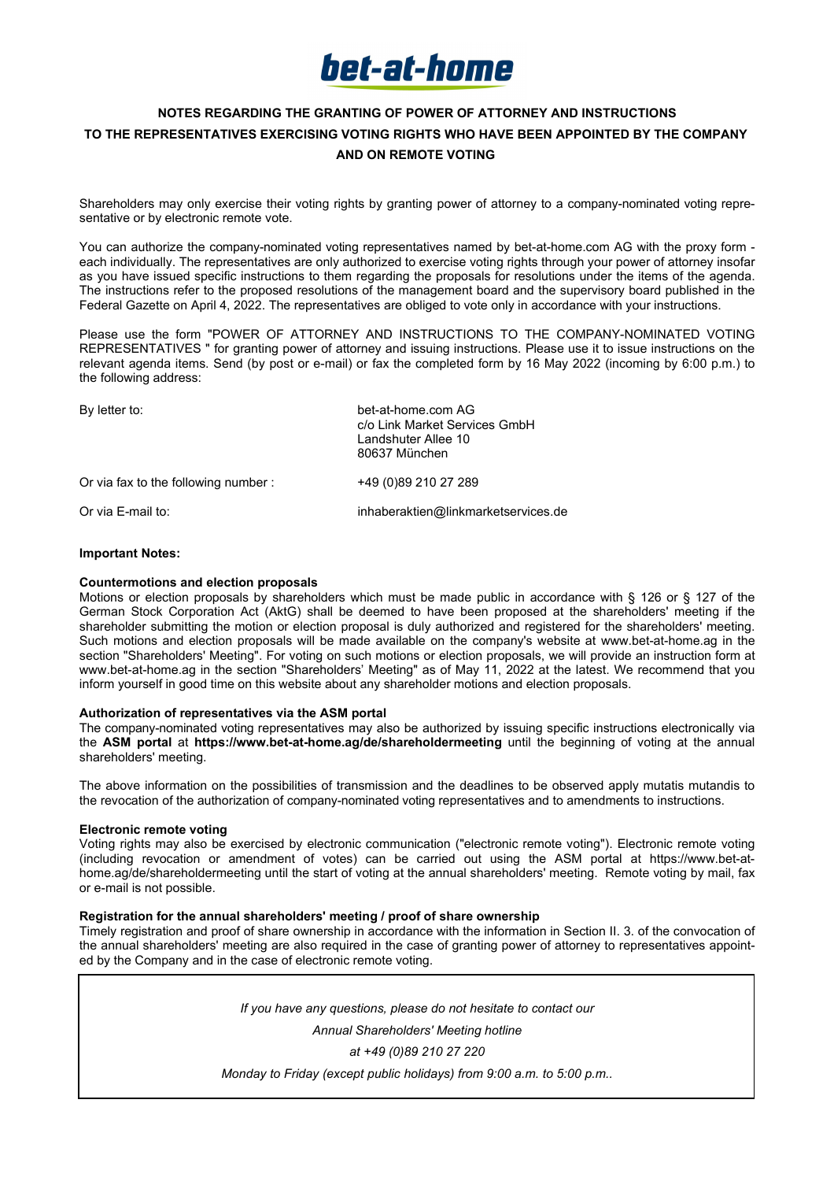# NOTES REGARDING THE GRANTING OF POWER OF ATTORNEY AND INSTRUCTIONS TO THE REPRESENTATIVES EXERCISING VOTING RIGHTS WHO HAVE BEEN APPOINTED BY THE COMPANY AND ON REMOTE VOTING

Shareholders may only exercise their voting rights by granting power of attorney to a company-nominated voting representative or by electronic remote vote.

You can authorize the company-nominated voting representatives named by bet-at-home.com AG with the proxy form - each individually. The representatives are only authorized to exercise voting rights through your power of attorney insofar as you have issued specific instructions to them regarding the proposals for resolutions under the items of the agenda. The instructions refer to the proposed resolutions of the management board and the supervisory board published in the Federal Gazette on April 4, 2022. The representatives are obliged to vote only in accordance with your instructions.

Please use the form "POWER OF ATTORNEY AND INSTRUCTIONS TO THE COMPANY-NOMINATED VOTING REPRESENTATIVES " for granting power of attorney and issuing instructions. Please use it to issue instructions on the relevant agenda items. Send (by post or e-mail) or fax the completed form by 16 May 2022 (incoming by 6:00 p.m.) to the following address:

| | |
|---|---|
| By letter to: | bet-at-home.com AG<br>c/o Link Market Services GmbH<br>Landshuter Allee 10<br>80637 München |
| Or via fax to the following number : | +49 (0)89 210 27 289 |
| Or via E-mail to: | inhaberaktien@linkmarketservices.de |

**Important Notes:**

**Countermotions and election proposals**
Motions or election proposals by shareholders which must be made public in accordance with § 126 or § 127 of the German Stock Corporation Act (AktG) shall be deemed to have been proposed at the shareholders' meeting if the shareholder submitting the motion or election proposal is duly authorized and registered for the shareholders' meeting. Such motions and election proposals will be made available on the company's website at www.bet-at-home.ag in the section "Shareholders' Meeting". For voting on such motions or election proposals, we will provide an instruction form at www.bet-at-home.ag in the section "Shareholders' Meeting" as of May 11, 2022 at the latest. We recommend that you inform yourself in good time on this website about any shareholder motions and election proposals.

**Authorization of representatives via the ASM portal**
The company-nominated voting representatives may also be authorized by issuing specific instructions electronically via the **ASM portal** at **https://www.bet-at-home.ag/de/shareholdermeeting** until the beginning of voting at the annual shareholders' meeting.

The above information on the possibilities of transmission and the deadlines to be observed apply mutatis mutandis to the revocation of the authorization of company-nominated voting representatives and to amendments to instructions.

**Electronic remote voting**
Voting rights may also be exercised by electronic communication ("electronic remote voting"). Electronic remote voting (including revocation or amendment of votes) can be carried out using the ASM portal at https://www.bet-at-home.ag/de/shareholdermeeting until the start of voting at the annual shareholders' meeting. Remote voting by mail, fax or e-mail is not possible.

**Registration for the annual shareholders' meeting / proof of share ownership**
Timely registration and proof of share ownership in accordance with the information in Section II. 3. of the convocation of the annual shareholders' meeting are also required in the case of granting power of attorney to representatives appointed by the Company and in the case of electronic remote voting.

*If you have any questions, please do not hesitate to contact our*
*Annual Shareholders' Meeting hotline*
*at +49 (0)89 210 27 220*
*Monday to Friday (except public holidays) from 9:00 a.m. to 5:00 p.m..*